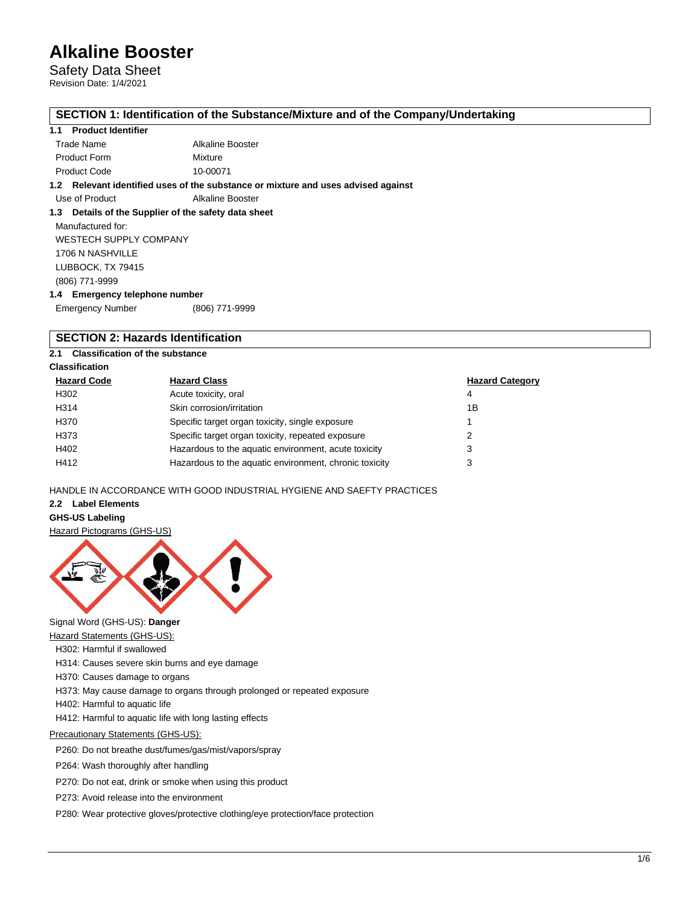# Alkaline Booster

Safety Data Sheet
Revision Date: 1/4/2021

## SECTION 1: Identification of the Substance/Mixture and of the Company/Undertaking

### 1.1 Product Identifier

| | |
|---|---|
| Trade Name | Alkaline Booster |
| Product Form | Mixture |
| Product Code | 10-00071 |

### 1.2 Relevant identified uses of the substance or mixture and uses advised against

| | |
|---|---|
| Use of Product | Alkaline Booster |

### 1.3 Details of the Supplier of the safety data sheet

Manufactured for:
WESTECH SUPPLY COMPANY
1706 N NASHVILLE
LUBBOCK, TX 79415
(806) 771-9999

### 1.4 Emergency telephone number

| | |
|---|---|
| Emergency Number | (806) 771-9999 |

## SECTION 2: Hazards Identification

### 2.1 Classification of the substance

**Classification**

| Hazard Code | Hazard Class | Hazard Category |
|---|---|---|
| H302 | Acute toxicity, oral | 4 |
| H314 | Skin corrosion/irritation | 1B |
| H370 | Specific target organ toxicity, single exposure | 1 |
| H373 | Specific target organ toxicity, repeated exposure | 2 |
| H402 | Hazardous to the aquatic environment, acute toxicity | 3 |
| H412 | Hazardous to the aquatic environment, chronic toxicity | 3 |

HANDLE IN ACCORDANCE WITH GOOD INDUSTRIAL HYGIENE AND SAEFTY PRACTICES

### 2.2 Label Elements

**GHS-US Labeling**

Hazard Pictograms (GHS-US)

Signal Word (GHS-US): **Danger**

Hazard Statements (GHS-US):

- H302: Harmful if swallowed
- H314: Causes severe skin burns and eye damage
- H370: Causes damage to organs
- H373: May cause damage to organs through prolonged or repeated exposure
- H402: Harmful to aquatic life
- H412: Harmful to aquatic life with long lasting effects

Precautionary Statements (GHS-US):

- P260: Do not breathe dust/fumes/gas/mist/vapors/spray
- P264: Wash thoroughly after handling
- P270: Do not eat, drink or smoke when using this product
- P273: Avoid release into the environment
- P280: Wear protective gloves/protective clothing/eye protection/face protection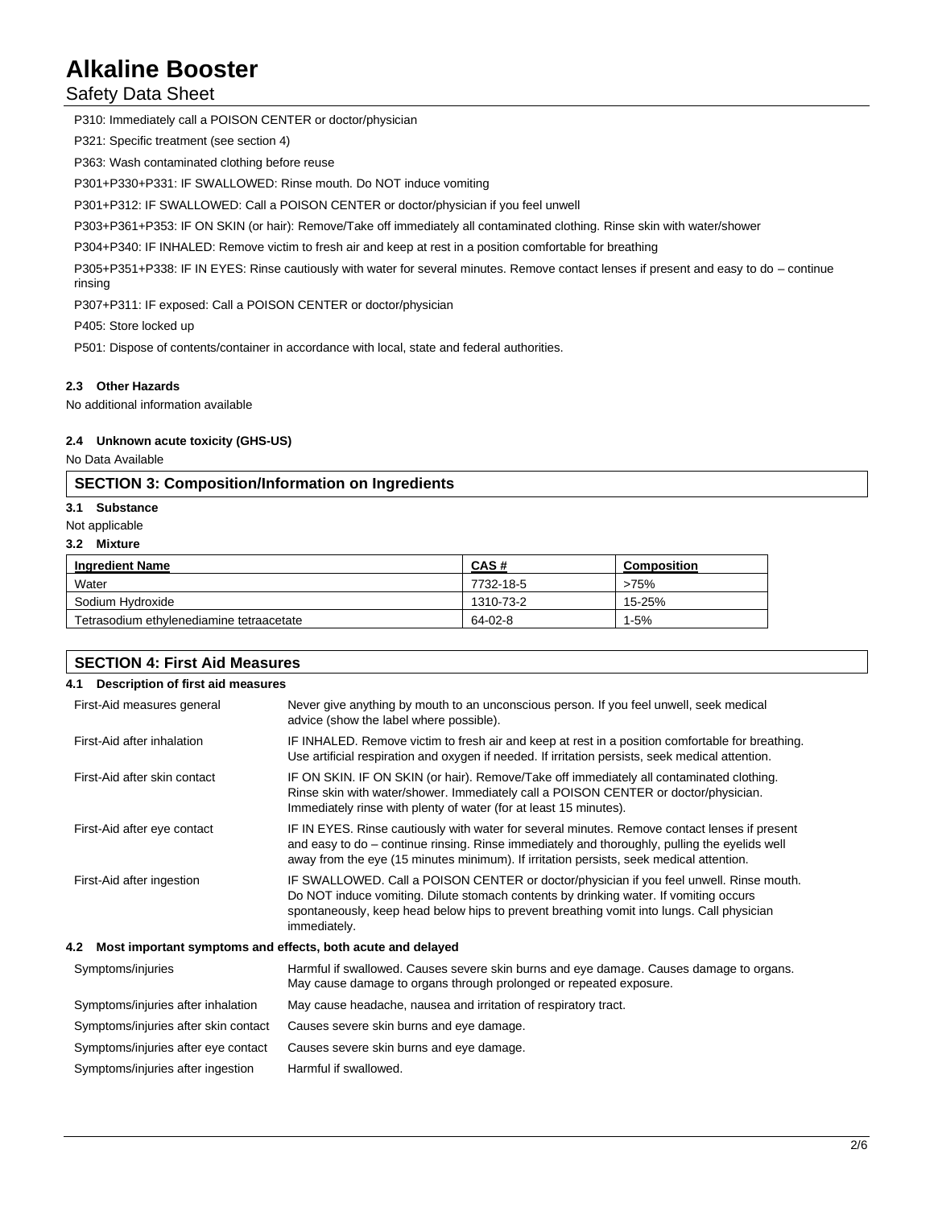P310: Immediately call a POISON CENTER or doctor/physician

P321: Specific treatment (see section 4)

P363: Wash contaminated clothing before reuse

P301+P330+P331: IF SWALLOWED: Rinse mouth. Do NOT induce vomiting

P301+P312: IF SWALLOWED: Call a POISON CENTER or doctor/physician if you feel unwell

P303+P361+P353: IF ON SKIN (or hair): Remove/Take off immediately all contaminated clothing. Rinse skin with water/shower

P304+P340: IF INHALED: Remove victim to fresh air and keep at rest in a position comfortable for breathing

P305+P351+P338: IF IN EYES: Rinse cautiously with water for several minutes. Remove contact lenses if present and easy to do – continue rinsing

P307+P311: IF exposed: Call a POISON CENTER or doctor/physician

P405: Store locked up

P501: Dispose of contents/container in accordance with local, state and federal authorities.

#### 2.3 Other Hazards

No additional information available

#### 2.4 Unknown acute toxicity (GHS-US)

No Data Available

## SECTION 3: Composition/Information on Ingredients

#### 3.1 Substance

Not applicable

#### 3.2 Mixture

| Ingredient Name | CAS # | Composition |
|---|---|---|
| Water | 7732-18-5 | >75% |
| Sodium Hydroxide | 1310-73-2 | 15-25% |
| Tetrasodium ethylenediamine tetraacetate | 64-02-8 | 1-5% |

## SECTION 4: First Aid Measures

#### 4.1 Description of first aid measures

| | |
|---|---|
| First-Aid measures general | Never give anything by mouth to an unconscious person. If you feel unwell, seek medical advice (show the label where possible). |
| First-Aid after inhalation | IF INHALED. Remove victim to fresh air and keep at rest in a position comfortable for breathing. Use artificial respiration and oxygen if needed. If irritation persists, seek medical attention. |
| First-Aid after skin contact | IF ON SKIN. IF ON SKIN (or hair). Remove/Take off immediately all contaminated clothing. Rinse skin with water/shower. Immediately call a POISON CENTER or doctor/physician. Immediately rinse with plenty of water (for at least 15 minutes). |
| First-Aid after eye contact | IF IN EYES. Rinse cautiously with water for several minutes. Remove contact lenses if present and easy to do – continue rinsing. Rinse immediately and thoroughly, pulling the eyelids well away from the eye (15 minutes minimum). If irritation persists, seek medical attention. |
| First-Aid after ingestion | IF SWALLOWED. Call a POISON CENTER or doctor/physician if you feel unwell. Rinse mouth. Do NOT induce vomiting. Dilute stomach contents by drinking water. If vomiting occurs spontaneously, keep head below hips to prevent breathing vomit into lungs. Call physician immediately. |

#### 4.2 Most important symptoms and effects, both acute and delayed

| | |
|---|---|
| Symptoms/injuries | Harmful if swallowed. Causes severe skin burns and eye damage. Causes damage to organs. May cause damage to organs through prolonged or repeated exposure. |
| Symptoms/injuries after inhalation | May cause headache, nausea and irritation of respiratory tract. |
| Symptoms/injuries after skin contact | Causes severe skin burns and eye damage. |
| Symptoms/injuries after eye contact | Causes severe skin burns and eye damage. |
| Symptoms/injuries after ingestion | Harmful if swallowed. |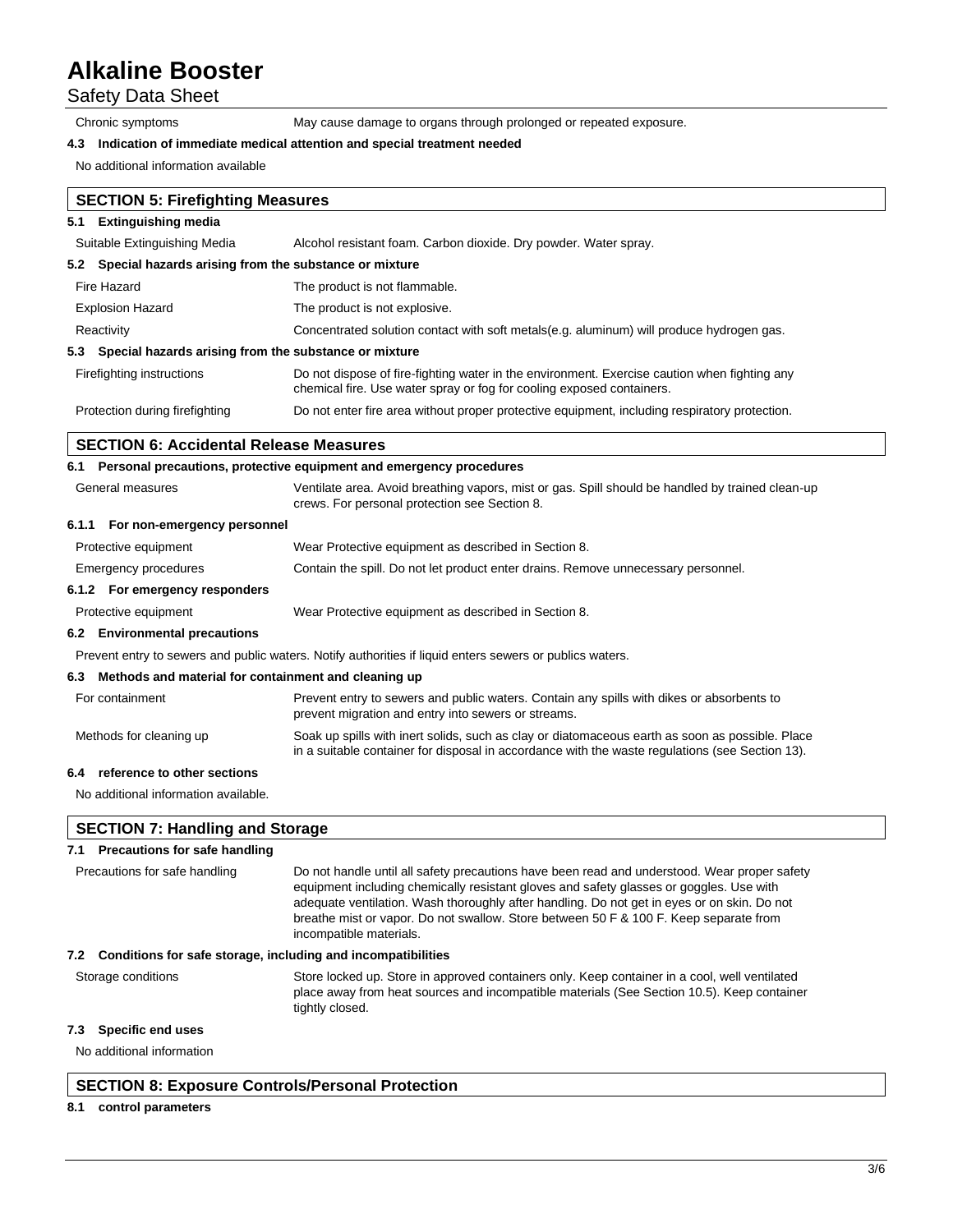| | |
|---|---|
| Chronic symptoms | May cause damage to organs through prolonged or repeated exposure. |

**4.3 Indication of immediate medical attention and special treatment needed**

No additional information available

## SECTION 5: Firefighting Measures

**5.1 Extinguishing media**

| | |
|---|---|
| Suitable Extinguishing Media | Alcohol resistant foam. Carbon dioxide. Dry powder. Water spray. |

**5.2 Special hazards arising from the substance or mixture**

| | |
|---|---|
| Fire Hazard | The product is not flammable. |
| Explosion Hazard | The product is not explosive. |
| Reactivity | Concentrated solution contact with soft metals(e.g. aluminum) will produce hydrogen gas. |

**5.3 Special hazards arising from the substance or mixture**

| | |
|---|---|
| Firefighting instructions | Do not dispose of fire-fighting water in the environment. Exercise caution when fighting any chemical fire. Use water spray or fog for cooling exposed containers. |
| Protection during firefighting | Do not enter fire area without proper protective equipment, including respiratory protection. |

## SECTION 6: Accidental Release Measures

**6.1 Personal precautions, protective equipment and emergency procedures**

| | |
|---|---|
| General measures | Ventilate area. Avoid breathing vapors, mist or gas. Spill should be handled by trained clean-up crews. For personal protection see Section 8. |

**6.1.1 For non-emergency personnel**

| | |
|---|---|
| Protective equipment | Wear Protective equipment as described in Section 8. |
| Emergency procedures | Contain the spill. Do not let product enter drains. Remove unnecessary personnel. |

**6.1.2 For emergency responders**

| | |
|---|---|
| Protective equipment | Wear Protective equipment as described in Section 8. |

**6.2 Environmental precautions**

Prevent entry to sewers and public waters. Notify authorities if liquid enters sewers or publics waters.

**6.3 Methods and material for containment and cleaning up**

| | |
|---|---|
| For containment | Prevent entry to sewers and public waters. Contain any spills with dikes or absorbents to prevent migration and entry into sewers or streams. |
| Methods for cleaning up | Soak up spills with inert solids, such as clay or diatomaceous earth as soon as possible. Place in a suitable container for disposal in accordance with the waste regulations (see Section 13). |

**6.4 reference to other sections**

No additional information available.

## SECTION 7: Handling and Storage

**7.1 Precautions for safe handling**

| | |
|---|---|
| Precautions for safe handling | Do not handle until all safety precautions have been read and understood. Wear proper safety equipment including chemically resistant gloves and safety glasses or goggles. Use with adequate ventilation. Wash thoroughly after handling. Do not get in eyes or on skin. Do not breathe mist or vapor. Do not swallow. Store between 50 F & 100 F. Keep separate from incompatible materials. |

**7.2 Conditions for safe storage, including and incompatibilities**

| | |
|---|---|
| Storage conditions | Store locked up. Store in approved containers only. Keep container in a cool, well ventilated place away from heat sources and incompatible materials (See Section 10.5). Keep container tightly closed. |

**7.3 Specific end uses**

No additional information

## SECTION 8: Exposure Controls/Personal Protection

**8.1 control parameters**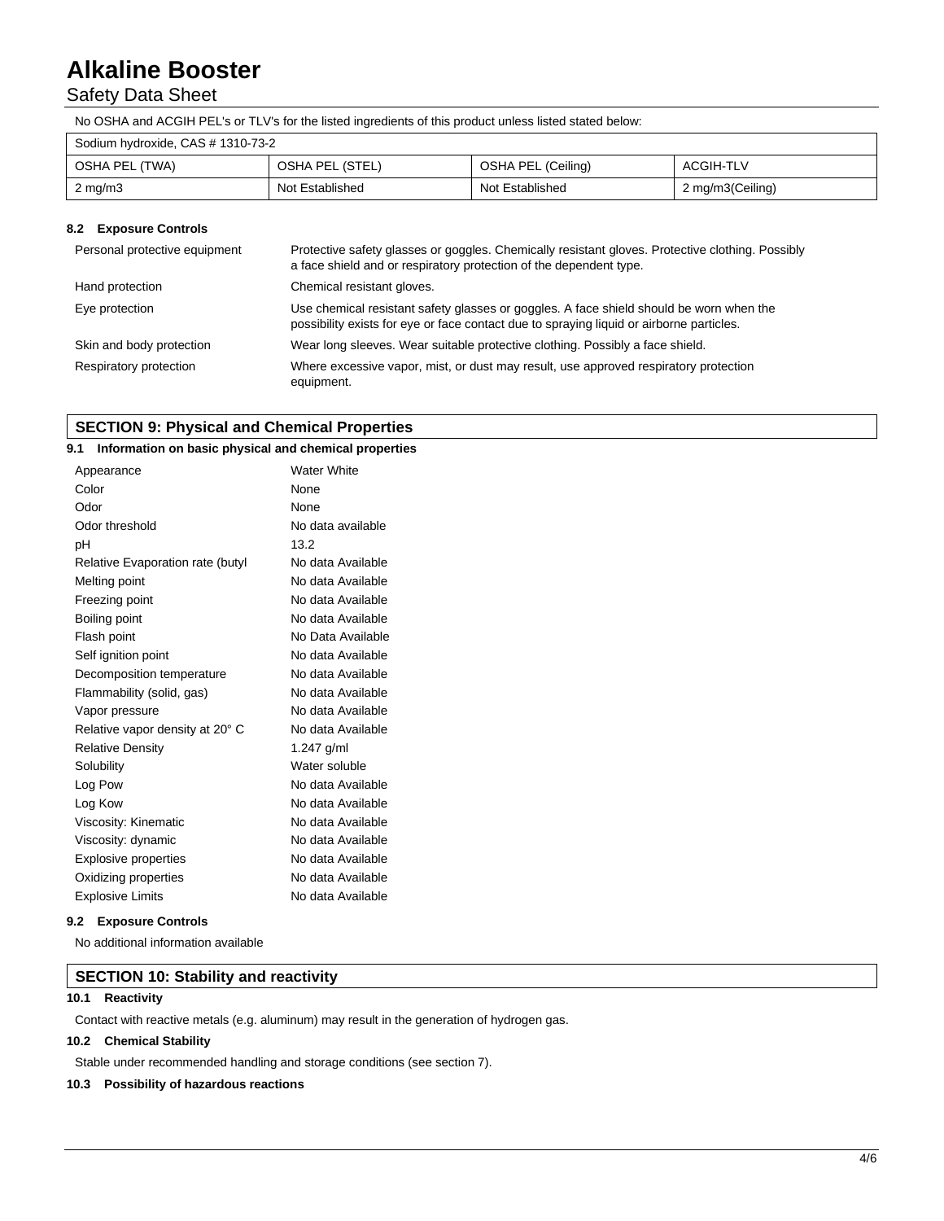No OSHA and ACGIH PEL's or TLV's for the listed ingredients of this product unless listed stated below:

| Sodium hydroxide, CAS # 1310-73-2 | | | |
|---|---|---|---|
| OSHA PEL (TWA) | OSHA PEL (STEL) | OSHA PEL (Ceiling) | ACGIH-TLV |
| 2 mg/m3 | Not Established | Not Established | 2 mg/m3(Ceiling) |

### 8.2 Exposure Controls

| | |
|---|---|
| Personal protective equipment | Protective safety glasses or goggles. Chemically resistant gloves. Protective clothing. Possibly a face shield and or respiratory protection of the dependent type. |
| Hand protection | Chemical resistant gloves. |
| Eye protection | Use chemical resistant safety glasses or goggles. A face shield should be worn when the possibility exists for eye or face contact due to spraying liquid or airborne particles. |
| Skin and body protection | Wear long sleeves. Wear suitable protective clothing. Possibly a face shield. |
| Respiratory protection | Where excessive vapor, mist, or dust may result, use approved respiratory protection equipment. |

## SECTION 9: Physical and Chemical Properties

### 9.1 Information on basic physical and chemical properties

| | |
|---|---|
| Appearance | Water White |
| Color | None |
| Odor | None |
| Odor threshold | No data available |
| pH | 13.2 |
| Relative Evaporation rate (butyl | No data Available |
| Melting point | No data Available |
| Freezing point | No data Available |
| Boiling point | No data Available |
| Flash point | No Data Available |
| Self ignition point | No data Available |
| Decomposition temperature | No data Available |
| Flammability (solid, gas) | No data Available |
| Vapor pressure | No data Available |
| Relative vapor density at 20° C | No data Available |
| Relative Density | 1.247 g/ml |
| Solubility | Water soluble |
| Log Pow | No data Available |
| Log Kow | No data Available |
| Viscosity: Kinematic | No data Available |
| Viscosity: dynamic | No data Available |
| Explosive properties | No data Available |
| Oxidizing properties | No data Available |
| Explosive Limits | No data Available |

### 9.2 Exposure Controls

No additional information available

## SECTION 10: Stability and reactivity

### 10.1 Reactivity

Contact with reactive metals (e.g. aluminum) may result in the generation of hydrogen gas.

### 10.2 Chemical Stability

Stable under recommended handling and storage conditions (see section 7).

### 10.3 Possibility of hazardous reactions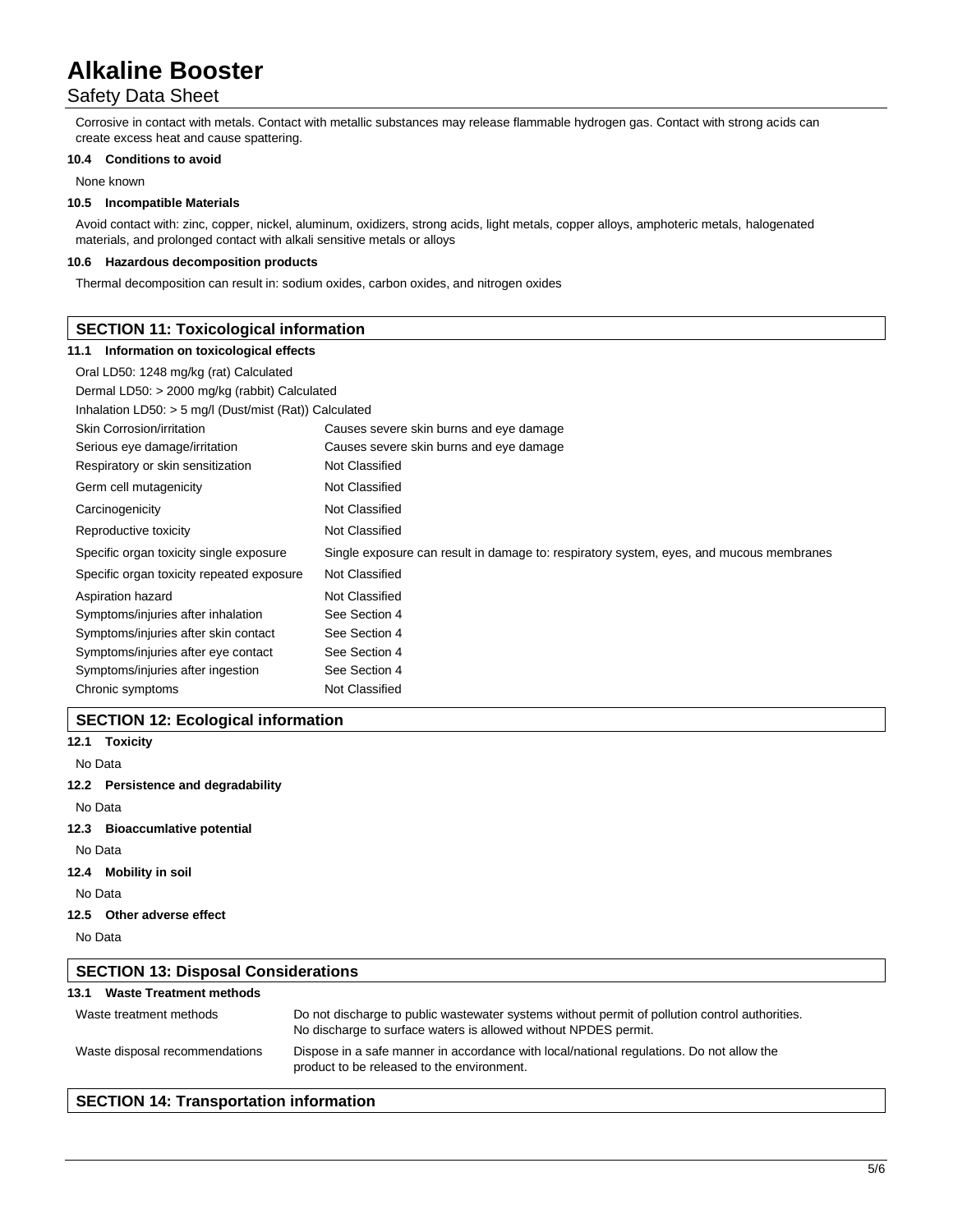Corrosive in contact with metals. Contact with metallic substances may release flammable hydrogen gas. Contact with strong acids can create excess heat and cause spattering.

#### 10.4 Conditions to avoid

None known

#### 10.5 Incompatible Materials

Avoid contact with: zinc, copper, nickel, aluminum, oxidizers, strong acids, light metals, copper alloys, amphoteric metals, halogenated materials, and prolonged contact with alkali sensitive metals or alloys

#### 10.6 Hazardous decomposition products

Thermal decomposition can result in: sodium oxides, carbon oxides, and nitrogen oxides

## SECTION 11: Toxicological information

#### 11.1 Information on toxicological effects

Oral LD50: 1248 mg/kg (rat) Calculated

Dermal LD50: > 2000 mg/kg (rabbit) Calculated

Inhalation LD50: > 5 mg/l (Dust/mist (Rat)) Calculated

| | |
|---|---|
| Skin Corrosion/irritation | Causes severe skin burns and eye damage |
| Serious eye damage/irritation | Causes severe skin burns and eye damage |
| Respiratory or skin sensitization | Not Classified |
| Germ cell mutagenicity | Not Classified |
| Carcinogenicity | Not Classified |
| Reproductive toxicity | Not Classified |
| Specific organ toxicity single exposure | Single exposure can result in damage to: respiratory system, eyes, and mucous membranes |
| Specific organ toxicity repeated exposure | Not Classified |
| Aspiration hazard | Not Classified |
| Symptoms/injuries after inhalation | See Section 4 |
| Symptoms/injuries after skin contact | See Section 4 |
| Symptoms/injuries after eye contact | See Section 4 |
| Symptoms/injuries after ingestion | See Section 4 |
| Chronic symptoms | Not Classified |

## SECTION 12: Ecological information

#### 12.1 Toxicity

No Data

#### 12.2 Persistence and degradability

No Data

#### 12.3 Bioaccumlative potential

No Data

#### 12.4 Mobility in soil

No Data

#### 12.5 Other adverse effect

No Data

## SECTION 13: Disposal Considerations

#### 13.1 Waste Treatment methods

| | |
|---|---|
| Waste treatment methods | Do not discharge to public wastewater systems without permit of pollution control authorities. No discharge to surface waters is allowed without NPDES permit. |
| Waste disposal recommendations | Dispose in a safe manner in accordance with local/national regulations. Do not allow the product to be released to the environment. |

## SECTION 14: Transportation information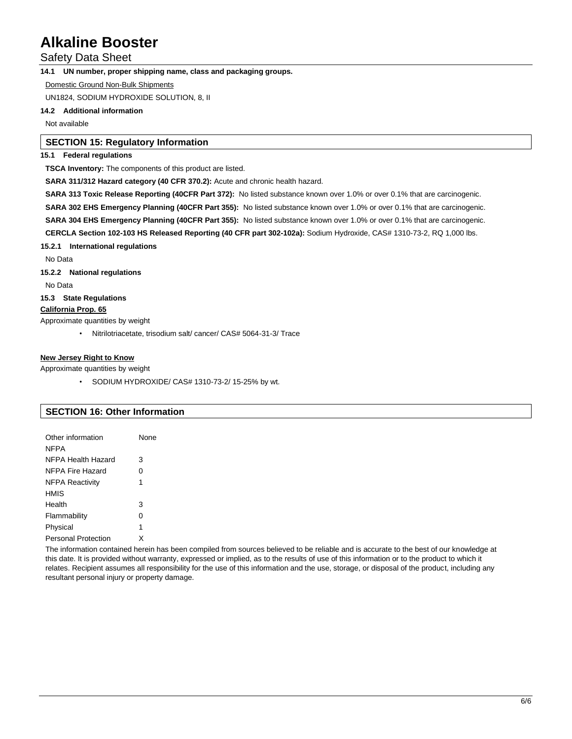**14.1 UN number, proper shipping name, class and packaging groups.**

Domestic Ground Non-Bulk Shipments

UN1824, SODIUM HYDROXIDE SOLUTION, 8, II

**14.2 Additional information**

Not available

## SECTION 15: Regulatory Information

**15.1 Federal regulations**

**TSCA Inventory:** The components of this product are listed.

**SARA 311/312 Hazard category (40 CFR 370.2):** Acute and chronic health hazard.

**SARA 313 Toxic Release Reporting (40CFR Part 372):** No listed substance known over 1.0% or over 0.1% that are carcinogenic.

**SARA 302 EHS Emergency Planning (40CFR Part 355):** No listed substance known over 1.0% or over 0.1% that are carcinogenic.

**SARA 304 EHS Emergency Planning (40CFR Part 355):** No listed substance known over 1.0% or over 0.1% that are carcinogenic.

**CERCLA Section 102-103 HS Released Reporting (40 CFR part 302-102a):** Sodium Hydroxide, CAS# 1310-73-2, RQ 1,000 lbs.

**15.2.1 International regulations**

No Data

**15.2.2 National regulations**

No Data

**15.3 State Regulations**

**California Prop. 65**

Approximate quantities by weight

- Nitrilotriacetate, trisodium salt/ cancer/ CAS# 5064-31-3/ Trace

**New Jersey Right to Know**

Approximate quantities by weight

- SODIUM HYDROXIDE/ CAS# 1310-73-2/ 15-25% by wt.

## SECTION 16: Other Information

| | |
|---|---|
| Other information | None |
| NFPA | |
| NFPA Health Hazard | 3 |
| NFPA Fire Hazard | 0 |
| NFPA Reactivity | 1 |
| HMIS | |
| Health | 3 |
| Flammability | 0 |
| Physical | 1 |
| Personal Protection | X |

The information contained herein has been compiled from sources believed to be reliable and is accurate to the best of our knowledge at this date. It is provided without warranty, expressed or implied, as to the results of use of this information or to the product to which it relates. Recipient assumes all responsibility for the use of this information and the use, storage, or disposal of the product, including any resultant personal injury or property damage.